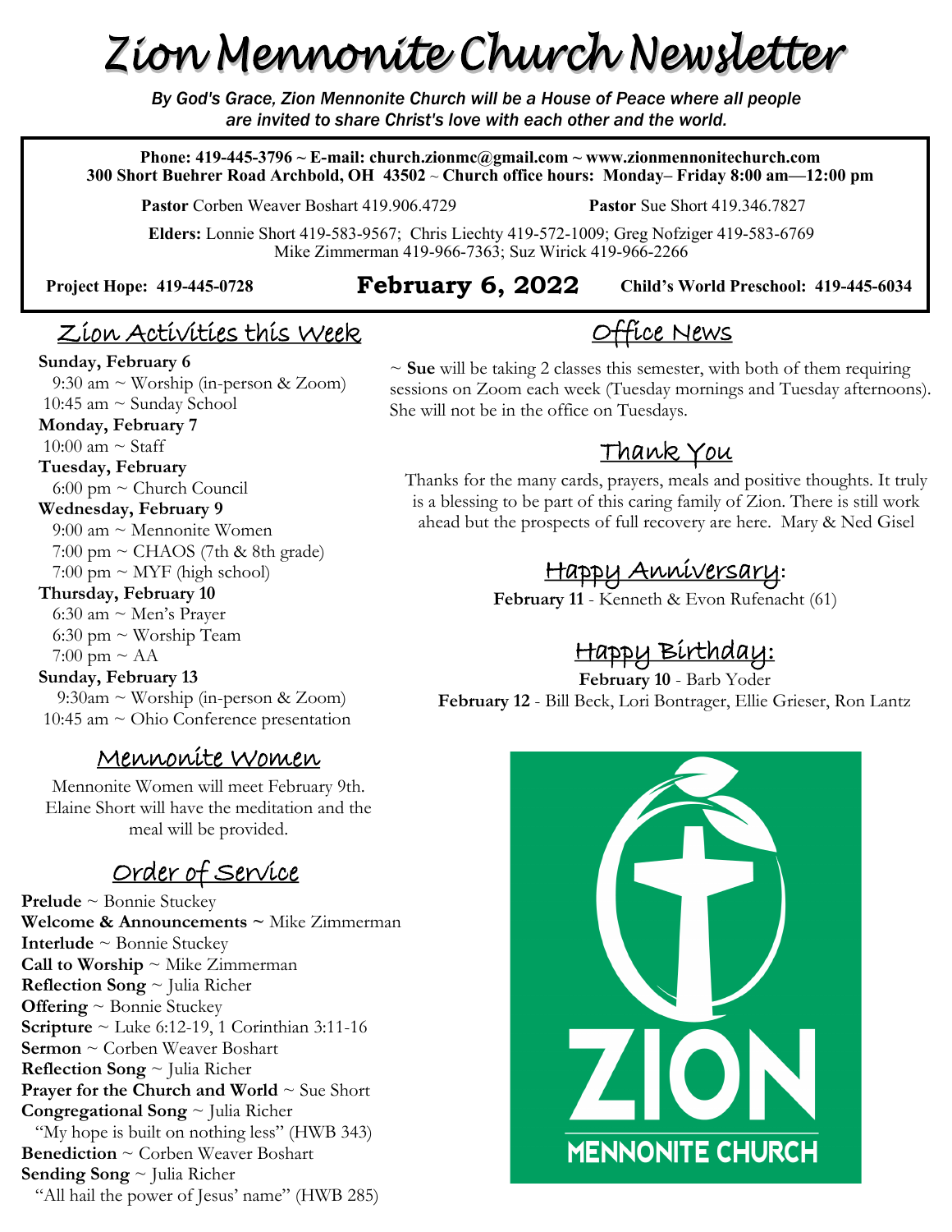# Zion Mennonite Church Newsletter

*By God's Grace, Zion Mennonite Church will be a House of Peace where all people are invited to share Christ's love with each other and the world.*

**Phone: 419-445-3796 ~ E-mail: church.zionmc@gmail.com ~ www.zionmennonitechurch.com**
**300 Short Buehrer Road Archbold, OH 43502 ~ Church office hours: Monday– Friday 8:00 am—12:00 pm**

**Pastor** Corben Weaver Boshart 419.906.4729 **Pastor** Sue Short 419.346.7827

**Elders:** Lonnie Short 419-583-9567; Chris Liechty 419-572-1009; Greg Nofziger 419-583-6769
Mike Zimmerman 419-966-7363; Suz Wirick 419-966-2266

**Project Hope: 419-445-0728** **February 6, 2022** **Child's World Preschool: 419-445-6034**

## Zion Activities this Week

**Sunday, February 6**
9:30 am ~ Worship (in-person & Zoom)
10:45 am ~ Sunday School

**Monday, February 7**
10:00 am ~ Staff

**Tuesday, February**
6:00 pm ~ Church Council

**Wednesday, February 9**
9:00 am ~ Mennonite Women
7:00 pm ~ CHAOS (7th & 8th grade)
7:00 pm ~ MYF (high school)

**Thursday, February 10**
6:30 am ~ Men's Prayer
6:30 pm ~ Worship Team
7:00 pm ~ AA

**Sunday, February 13**
9:30am ~ Worship (in-person & Zoom)
10:45 am ~ Ohio Conference presentation

## Mennonite Women

Mennonite Women will meet February 9th. Elaine Short will have the meditation and the meal will be provided.

## Order of Service

**Prelude** ~ Bonnie Stuckey
**Welcome & Announcements ~** Mike Zimmerman
**Interlude** ~ Bonnie Stuckey
**Call to Worship** ~ Mike Zimmerman
**Reflection Song** ~ Julia Richer
**Offering** ~ Bonnie Stuckey
**Scripture** ~ Luke 6:12-19, 1 Corinthian 3:11-16
**Sermon** ~ Corben Weaver Boshart
**Reflection Song** ~ Julia Richer
**Prayer for the Church and World** ~ Sue Short
**Congregational Song** ~ Julia Richer
"My hope is built on nothing less" (HWB 343)
**Benediction** ~ Corben Weaver Boshart
**Sending Song** ~ Julia Richer
"All hail the power of Jesus' name" (HWB 285)

## Office News

~ **Sue** will be taking 2 classes this semester, with both of them requiring sessions on Zoom each week (Tuesday mornings and Tuesday afternoons). She will not be in the office on Tuesdays.

## Thank You

Thanks for the many cards, prayers, meals and positive thoughts. It truly is a blessing to be part of this caring family of Zion. There is still work ahead but the prospects of full recovery are here. Mary & Ned Gisel

## Happy Anniversary:

**February 11** - Kenneth & Evon Rufenacht (61)

## Happy Birthday:

**February 10** - Barb Yoder
**February 12** - Bill Beck, Lori Bontrager, Ellie Grieser, Ron Lantz

ZION
MENNONITE CHURCH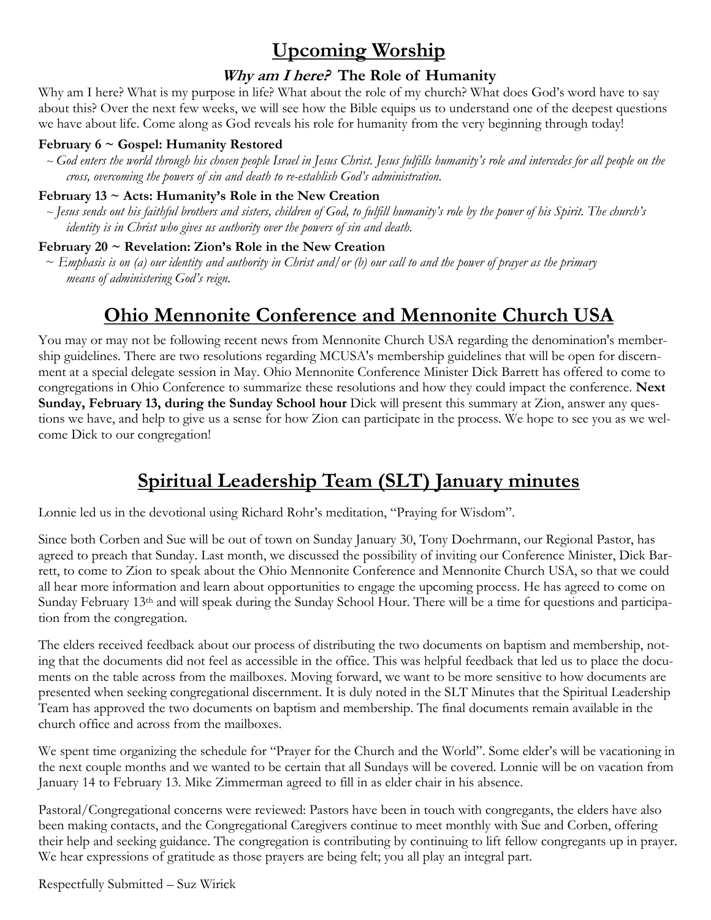## Upcoming Worship

### ***Why am I here?*** **The Role of Humanity**

Why am I here? What is my purpose in life? What about the role of my church? What does God's word have to say about this? Over the next few weeks, we will see how the Bible equips us to understand one of the deepest questions we have about life. Come along as God reveals his role for humanity from the very beginning through today!

**February 6 ~ Gospel: Humanity Restored**

*~ God enters the world through his chosen people Israel in Jesus Christ. Jesus fulfills humanity's role and intercedes for all people on the cross, overcoming the powers of sin and death to re-establish God's administration.*

**February 13 ~ Acts: Humanity's Role in the New Creation**

*~ Jesus sends out his faithful brothers and sisters, children of God, to fulfill humanity's role by the power of his Spirit. The church's identity is in Christ who gives us authority over the powers of sin and death.*

**February 20 ~ Revelation: Zion's Role in the New Creation**

*~ Emphasis is on (a) our identity and authority in Christ and/or (b) our call to and the power of prayer as the primary means of administering God's reign.*

## Ohio Mennonite Conference and Mennonite Church USA

You may or may not be following recent news from Mennonite Church USA regarding the denomination's membership guidelines. There are two resolutions regarding MCUSA's membership guidelines that will be open for discernment at a special delegate session in May. Ohio Mennonite Conference Minister Dick Barrett has offered to come to congregations in Ohio Conference to summarize these resolutions and how they could impact the conference. **Next Sunday, February 13, during the Sunday School hour** Dick will present this summary at Zion, answer any questions we have, and help to give us a sense for how Zion can participate in the process. We hope to see you as we welcome Dick to our congregation!

## Spiritual Leadership Team (SLT) January minutes

Lonnie led us in the devotional using Richard Rohr's meditation, "Praying for Wisdom".

Since both Corben and Sue will be out of town on Sunday January 30, Tony Doehrmann, our Regional Pastor, has agreed to preach that Sunday. Last month, we discussed the possibility of inviting our Conference Minister, Dick Barrett, to come to Zion to speak about the Ohio Mennonite Conference and Mennonite Church USA, so that we could all hear more information and learn about opportunities to engage the upcoming process. He has agreed to come on Sunday February 13th and will speak during the Sunday School Hour. There will be a time for questions and participation from the congregation.

The elders received feedback about our process of distributing the two documents on baptism and membership, noting that the documents did not feel as accessible in the office. This was helpful feedback that led us to place the documents on the table across from the mailboxes. Moving forward, we want to be more sensitive to how documents are presented when seeking congregational discernment. It is duly noted in the SLT Minutes that the Spiritual Leadership Team has approved the two documents on baptism and membership. The final documents remain available in the church office and across from the mailboxes.

We spent time organizing the schedule for "Prayer for the Church and the World". Some elder's will be vacationing in the next couple months and we wanted to be certain that all Sundays will be covered. Lonnie will be on vacation from January 14 to February 13. Mike Zimmerman agreed to fill in as elder chair in his absence.

Pastoral/Congregational concerns were reviewed: Pastors have been in touch with congregants, the elders have also been making contacts, and the Congregational Caregivers continue to meet monthly with Sue and Corben, offering their help and seeking guidance. The congregation is contributing by continuing to lift fellow congregants up in prayer. We hear expressions of gratitude as those prayers are being felt; you all play an integral part.

Respectfully Submitted – Suz Wirick